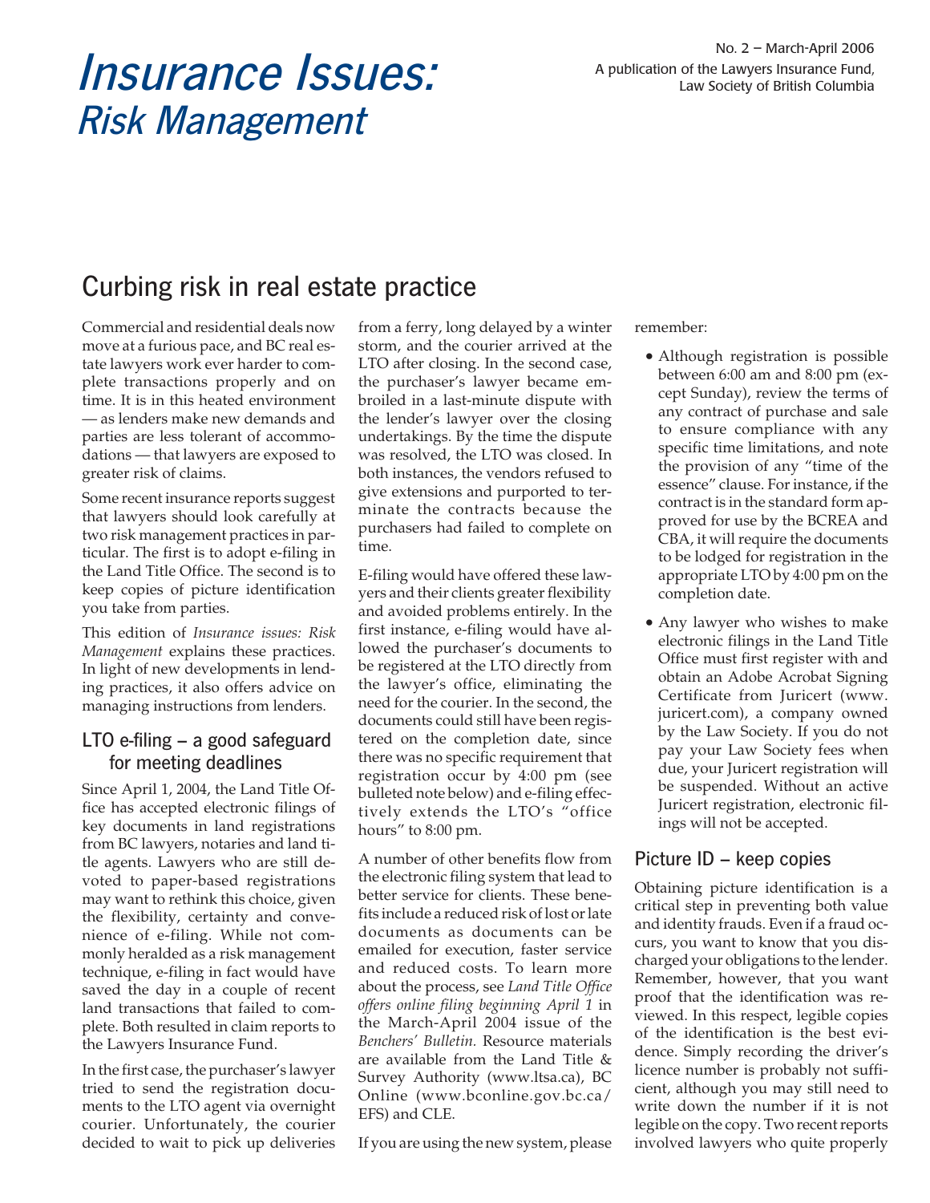# Insurance Issues: Risk Management

No. 2 – March-April 2006
A publication of the Lawyers Insurance Fund, Law Society of British Columbia

## Curbing risk in real estate practice

Commercial and residential deals now move at a furious pace, and BC real estate lawyers work ever harder to complete transactions properly and on time. It is in this heated environment — as lenders make new demands and parties are less tolerant of accommodations — that lawyers are exposed to greater risk of claims.

Some recent insurance reports suggest that lawyers should look carefully at two risk management practices in particular. The first is to adopt e-filing in the Land Title Office. The second is to keep copies of picture identification you take from parties.

This edition of *Insurance issues: Risk Management* explains these practices. In light of new developments in lending practices, it also offers advice on managing instructions from lenders.

### LTO e-filing – a good safeguard for meeting deadlines

Since April 1, 2004, the Land Title Office has accepted electronic filings of key documents in land registrations from BC lawyers, notaries and land title agents. Lawyers who are still devoted to paper-based registrations may want to rethink this choice, given the flexibility, certainty and convenience of e-filing. While not commonly heralded as a risk management technique, e-filing in fact would have saved the day in a couple of recent land transactions that failed to complete. Both resulted in claim reports to the Lawyers Insurance Fund.

In the first case, the purchaser's lawyer tried to send the registration documents to the LTO agent via overnight courier. Unfortunately, the courier decided to wait to pick up deliveries from a ferry, long delayed by a winter storm, and the courier arrived at the LTO after closing. In the second case, the purchaser's lawyer became embroiled in a last-minute dispute with the lender's lawyer over the closing undertakings. By the time the dispute was resolved, the LTO was closed. In both instances, the vendors refused to give extensions and purported to terminate the contracts because the purchasers had failed to complete on time.

E-filing would have offered these lawyers and their clients greater flexibility and avoided problems entirely. In the first instance, e-filing would have allowed the purchaser's documents to be registered at the LTO directly from the lawyer's office, eliminating the need for the courier. In the second, the documents could still have been registered on the completion date, since there was no specific requirement that registration occur by 4:00 pm (see bulleted note below) and e-filing effectively extends the LTO's "office hours" to 8:00 pm.

A number of other benefits flow from the electronic filing system that lead to better service for clients. These benefits include a reduced risk of lost or late documents as documents can be emailed for execution, faster service and reduced costs. To learn more about the process, see *Land Title Office offers online filing beginning April 1* in the March-April 2004 issue of the *Benchers' Bulletin*. Resource materials are available from the Land Title & Survey Authority (www.ltsa.ca), BC Online (www.bconline.gov.bc.ca/EFS) and CLE.

If you are using the new system, please remember:

- Although registration is possible between 6:00 am and 8:00 pm (except Sunday), review the terms of any contract of purchase and sale to ensure compliance with any specific time limitations, and note the provision of any "time of the essence" clause. For instance, if the contract is in the standard form approved for use by the BCREA and CBA, it will require the documents to be lodged for registration in the appropriate LTO by 4:00 pm on the completion date.
- Any lawyer who wishes to make electronic filings in the Land Title Office must first register with and obtain an Adobe Acrobat Signing Certificate from Juricert (www.juricert.com), a company owned by the Law Society. If you do not pay your Law Society fees when due, your Juricert registration will be suspended. Without an active Juricert registration, electronic filings will not be accepted.

### Picture ID – keep copies

Obtaining picture identification is a critical step in preventing both value and identity frauds. Even if a fraud occurs, you want to know that you discharged your obligations to the lender. Remember, however, that you want proof that the identification was reviewed. In this respect, legible copies of the identification is the best evidence. Simply recording the driver's licence number is probably not sufficient, although you may still need to write down the number if it is not legible on the copy. Two recent reports involved lawyers who quite properly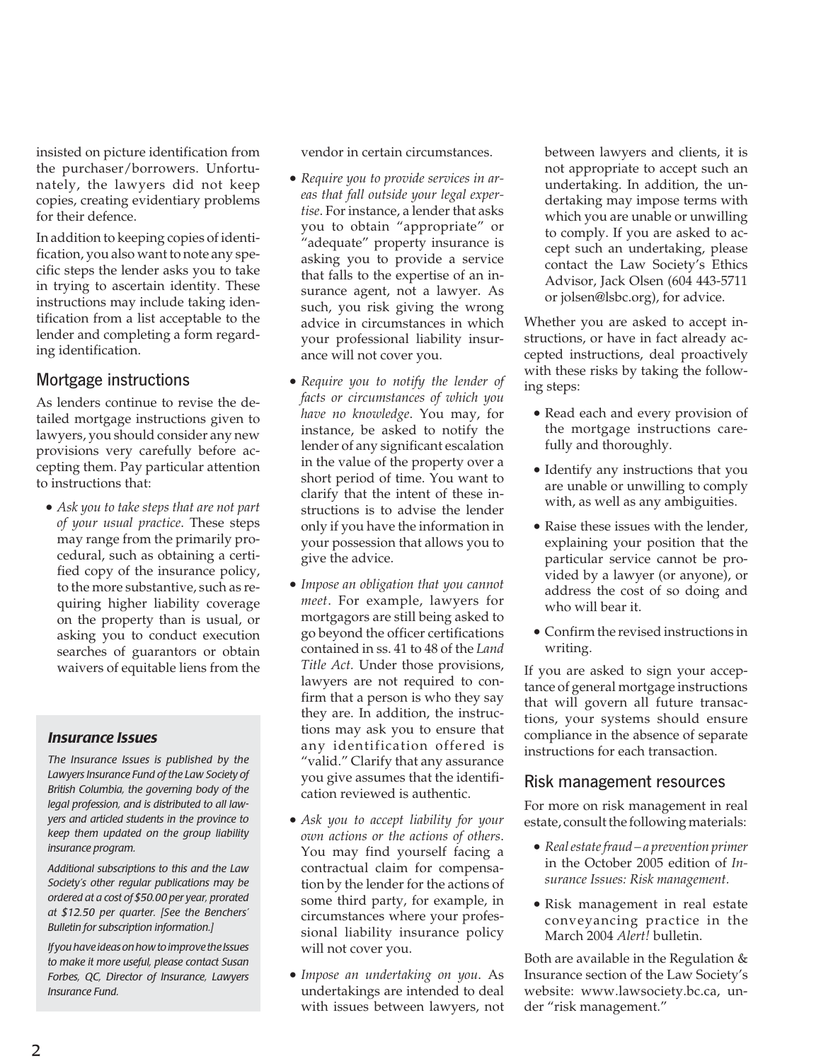insisted on picture identification from the purchaser/borrowers. Unfortunately, the lawyers did not keep copies, creating evidentiary problems for their defence.

In addition to keeping copies of identification, you also want to note any specific steps the lender asks you to take in trying to ascertain identity. These instructions may include taking identification from a list acceptable to the lender and completing a form regarding identification.

## Mortgage instructions

As lenders continue to revise the detailed mortgage instructions given to lawyers, you should consider any new provisions very carefully before accepting them. Pay particular attention to instructions that:

- *Ask you to take steps that are not part of your usual practice*. These steps may range from the primarily procedural, such as obtaining a certified copy of the insurance policy, to the more substantive, such as requiring higher liability coverage on the property than is usual, or asking you to conduct execution searches of guarantors or obtain waivers of equitable liens from the vendor in certain circumstances.
- *Require you to provide services in areas that fall outside your legal expertise*. For instance, a lender that asks you to obtain "appropriate" or "adequate" property insurance is asking you to provide a service that falls to the expertise of an insurance agent, not a lawyer. As such, you risk giving the wrong advice in circumstances in which your professional liability insurance will not cover you.
- *Require you to notify the lender of facts or circumstances of which you have no knowledge*. You may, for instance, be asked to notify the lender of any significant escalation in the value of the property over a short period of time. You want to clarify that the intent of these instructions is to advise the lender only if you have the information in your possession that allows you to give the advice.
- *Impose an obligation that you cannot meet*. For example, lawyers for mortgagors are still being asked to go beyond the officer certifications contained in ss. 41 to 48 of the *Land Title Act.* Under those provisions, lawyers are not required to confirm that a person is who they say they are. In addition, the instructions may ask you to ensure that any identification offered is "valid." Clarify that any assurance you give assumes that the identification reviewed is authentic.
- *Ask you to accept liability for your own actions or the actions of others*. You may find yourself facing a contractual claim for compensation by the lender for the actions of some third party, for example, in circumstances where your professional liability insurance policy will not cover you.
- *Impose an undertaking on you*. As undertakings are intended to deal with issues between lawyers, not between lawyers and clients, it is not appropriate to accept such an undertaking. In addition, the undertaking may impose terms with which you are unable or unwilling to comply. If you are asked to accept such an undertaking, please contact the Law Society's Ethics Advisor, Jack Olsen (604 443-5711 or jolsen@lsbc.org), for advice.

Whether you are asked to accept instructions, or have in fact already accepted instructions, deal proactively with these risks by taking the following steps:

- Read each and every provision of the mortgage instructions carefully and thoroughly.
- Identify any instructions that you are unable or unwilling to comply with, as well as any ambiguities.
- Raise these issues with the lender, explaining your position that the particular service cannot be provided by a lawyer (or anyone), or address the cost of so doing and who will bear it.
- Confirm the revised instructions in writing.

If you are asked to sign your acceptance of general mortgage instructions that will govern all future transactions, your systems should ensure compliance in the absence of separate instructions for each transaction.

## Risk management resources

For more on risk management in real estate, consult the following materials:

- *Real estate fraud – a prevention primer* in the October 2005 edition of *Insurance Issues: Risk management*.
- Risk management in real estate conveyancing practice in the March 2004 *Alert!* bulletin.

Both are available in the Regulation & Insurance section of the Law Society's website: www.lawsociety.bc.ca, under "risk management."

### *Insurance Issues*

*The Insurance Issues is published by the Lawyers Insurance Fund of the Law Society of British Columbia, the governing body of the legal profession, and is distributed to all lawyers and articled students in the province to keep them updated on the group liability insurance program.*

*Additional subscriptions to this and the Law Society's other regular publications may be ordered at a cost of $50.00 per year, prorated at $12.50 per quarter. [See the Benchers' Bulletin for subscription information.]*

*If you have ideas on how to improve the Issues to make it more useful, please contact Susan Forbes, QC, Director of Insurance, Lawyers Insurance Fund.*